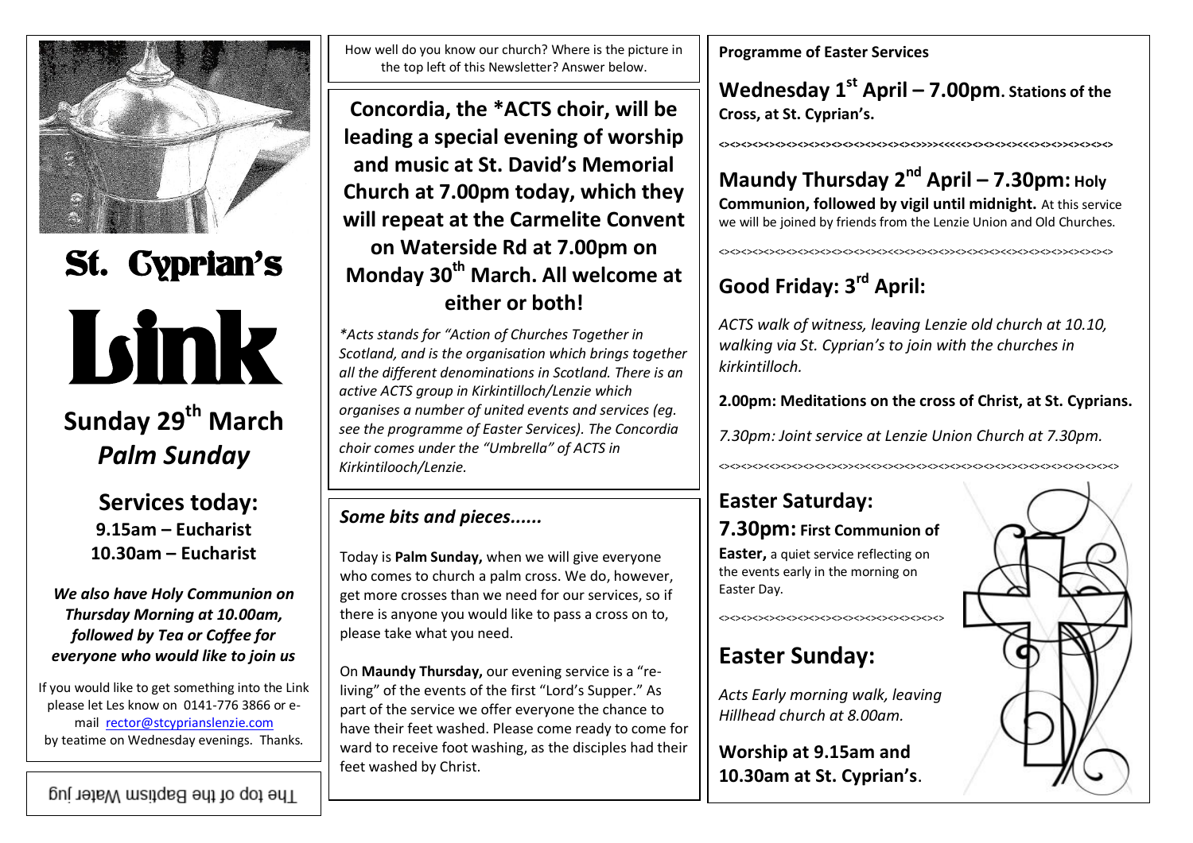# St. Cyprian's

# Link

## Sunday 29th March
## *Palm Sunday*

### Services today:
**9.15am – Eucharist**
**10.30am – Eucharist**

***We also have Holy Communion on Thursday Morning at 10.00am, followed by Tea or Coffee for everyone who would like to join us***

If you would like to get something into the Link please let Les know on 0141-776 3866 or e-mail rector@stcyprianslenzie.com by teatime on Wednesday evenings. Thanks.

The top of the Baptism Water jug

How well do you know our church? Where is the picture in the top left of this Newsletter? Answer below.

**Concordia, the *ACTS choir, will be leading a special evening of worship and music at St. David's Memorial Church at 7.00pm today, which they will repeat at the Carmelite Convent on Waterside Rd at 7.00pm on Monday 30th March. All welcome at either or both!**

*\*Acts stands for "Action of Churches Together in Scotland, and is the organisation which brings together all the different denominations in Scotland. There is an active ACTS group in Kirkintilloch/Lenzie which organises a number of united events and services (eg. see the programme of Easter Services). The Concordia choir comes under the "Umbrella" of ACTS in Kirkintilooch/Lenzie.*

### *Some bits and pieces......*

Today is **Palm Sunday,** when we will give everyone who comes to church a palm cross. We do, however, get more crosses than we need for our services, so if there is anyone you would like to pass a cross on to, please take what you need.

On **Maundy Thursday,** our evening service is a "re-living" of the events of the first "Lord's Supper." As part of the service we offer everyone the chance to have their feet washed. Please come ready to come for ward to receive foot washing, as the disciples had their feet washed by Christ.

**Programme of Easter Services**

## Wednesday 1st April – 7.00pm. Stations of the Cross, at St. Cyprian's.

<><><><><><><><><><><><><><><><><><>>><<<<><><><><><><><<<><><><><><><><>

## Maundy Thursday 2nd April – 7.30pm: Holy Communion, followed by vigil until midnight.
At this service we will be joined by friends from the Lenzie Union and Old Churches.

<><><><><><><><><><><><><><><><><><><><><><><><><><><><><><><><><><><><><><><>

## Good Friday: 3rd April:

*ACTS walk of witness, leaving Lenzie old church at 10.10, walking via St. Cyprian's to join with the churches in kirkintilloch.*

**2.00pm: Meditations on the cross of Christ, at St. Cyprians.**

*7.30pm: Joint service at Lenzie Union Church at 7.30pm.*

<><><><><><><><><><><><><><><><><><><><><><><><><><><><><><><><><><><><><><><>

## Easter Saturday:
**7.30pm: First Communion of Easter,** a quiet service reflecting on the events early in the morning on Easter Day.

<><><><><><><><><><><><><><><><><><><><><>

## Easter Sunday:

*Acts Early morning walk, leaving Hillhead church at 8.00am.*

**Worship at 9.15am and 10.30am at St. Cyprian's.**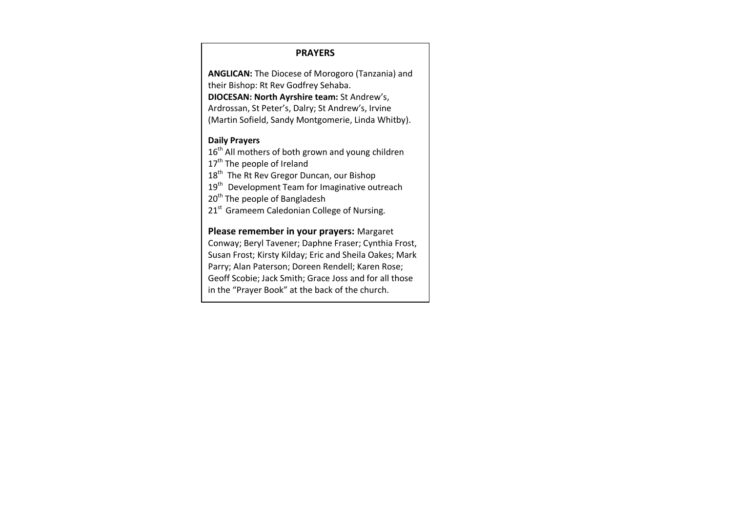## PRAYERS

**ANGLICAN:** The Diocese of Morogoro (Tanzania) and their Bishop: Rt Rev Godfrey Sehaba.
**DIOCESAN: North Ayrshire team:** St Andrew's, Ardrossan, St Peter's, Dalry; St Andrew's, Irvine (Martin Sofield, Sandy Montgomerie, Linda Whitby).

**Daily Prayers**
16th All mothers of both grown and young children
17th The people of Ireland
18th The Rt Rev Gregor Duncan, our Bishop
19th Development Team for Imaginative outreach
20th The people of Bangladesh
21st Grameem Caledonian College of Nursing.

**Please remember in your prayers:** Margaret Conway; Beryl Tavener; Daphne Fraser; Cynthia Frost, Susan Frost; Kirsty Kilday; Eric and Sheila Oakes; Mark Parry; Alan Paterson; Doreen Rendell; Karen Rose; Geoff Scobie; Jack Smith; Grace Joss and for all those in the "Prayer Book" at the back of the church.